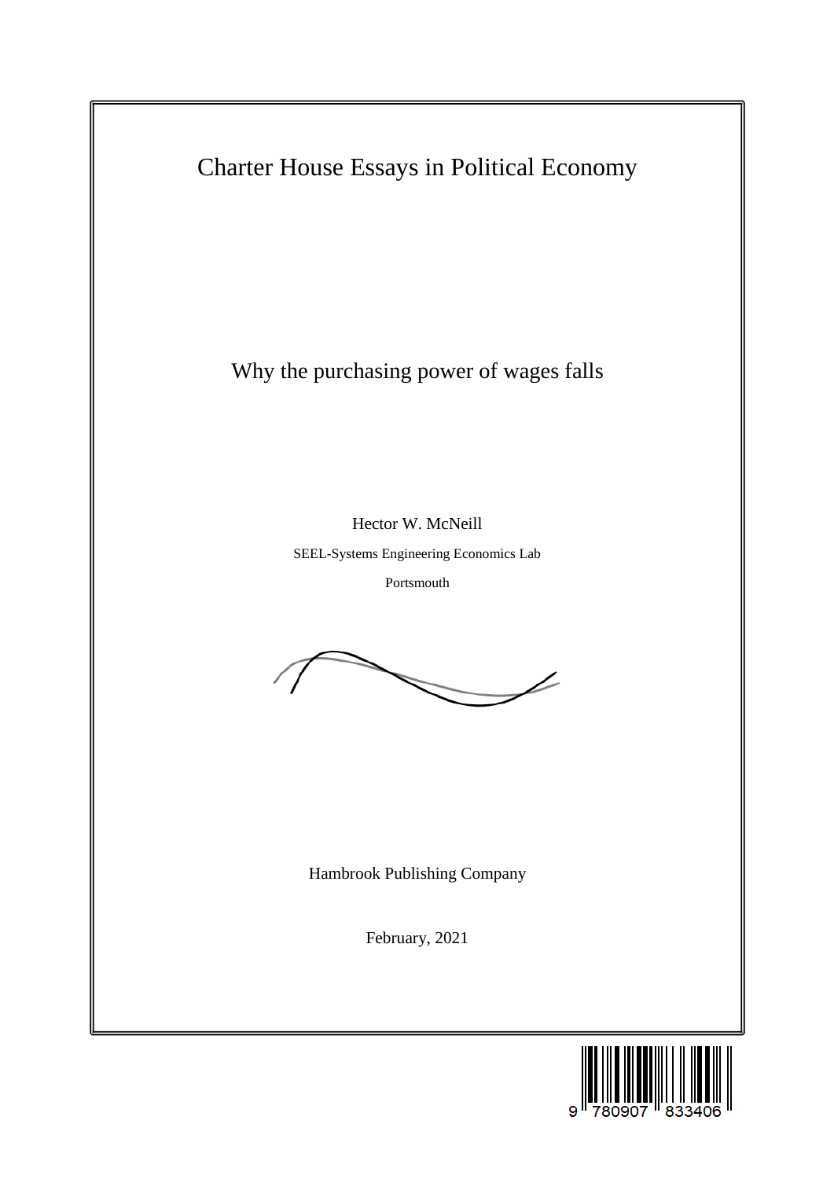Charter House Essays in Political Economy

# Why the purchasing power of wages falls

Hector W. McNeill

SEEL-Systems Engineering Economics Lab

Portsmouth

Hambrook Publishing Company

February, 2021

9 780907 833406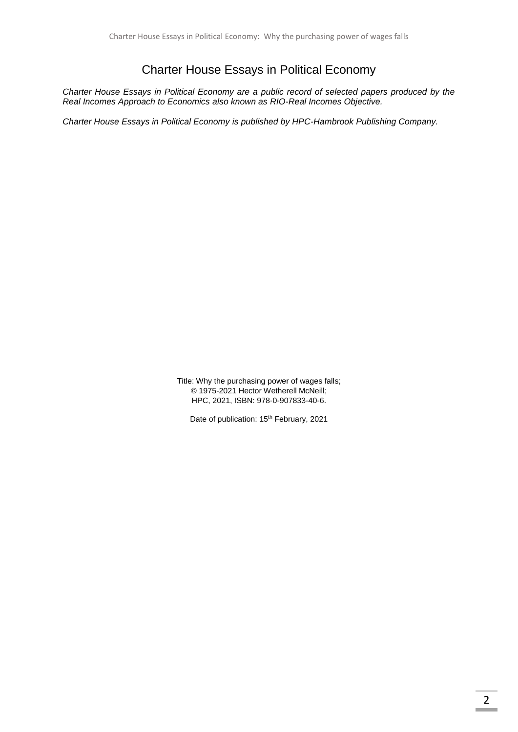# Charter House Essays in Political Economy

*Charter House Essays in Political Economy are a public record of selected papers produced by the Real Incomes Approach to Economics also known as RIO-Real Incomes Objective.*

*Charter House Essays in Political Economy is published by HPC-Hambrook Publishing Company.*

Title: Why the purchasing power of wages falls;
© 1975-2021 Hector Wetherell McNeill;
HPC, 2021, ISBN: 978-0-907833-40-6.

Date of publication: 15th February, 2021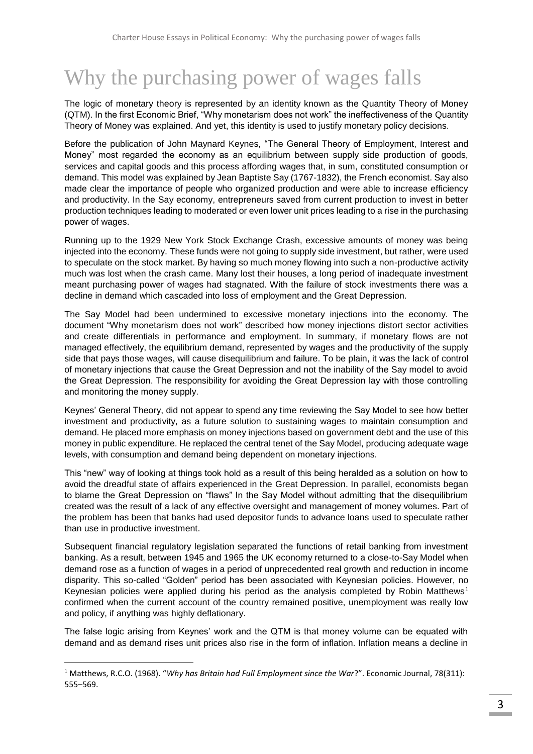# Why the purchasing power of wages falls

The logic of monetary theory is represented by an identity known as the Quantity Theory of Money (QTM). In the first Economic Brief, "Why monetarism does not work" the ineffectiveness of the Quantity Theory of Money was explained. And yet, this identity is used to justify monetary policy decisions.

Before the publication of John Maynard Keynes, "The General Theory of Employment, Interest and Money" most regarded the economy as an equilibrium between supply side production of goods, services and capital goods and this process affording wages that, in sum, constituted consumption or demand. This model was explained by Jean Baptiste Say (1767-1832), the French economist. Say also made clear the importance of people who organized production and were able to increase efficiency and productivity. In the Say economy, entrepreneurs saved from current production to invest in better production techniques leading to moderated or even lower unit prices leading to a rise in the purchasing power of wages.

Running up to the 1929 New York Stock Exchange Crash, excessive amounts of money was being injected into the economy. These funds were not going to supply side investment, but rather, were used to speculate on the stock market. By having so much money flowing into such a non-productive activity much was lost when the crash came. Many lost their houses, a long period of inadequate investment meant purchasing power of wages had stagnated. With the failure of stock investments there was a decline in demand which cascaded into loss of employment and the Great Depression.

The Say Model had been undermined to excessive monetary injections into the economy. The document "Why monetarism does not work" described how money injections distort sector activities and create differentials in performance and employment. In summary, if monetary flows are not managed effectively, the equilibrium demand, represented by wages and the productivity of the supply side that pays those wages, will cause disequilibrium and failure. To be plain, it was the lack of control of monetary injections that cause the Great Depression and not the inability of the Say model to avoid the Great Depression. The responsibility for avoiding the Great Depression lay with those controlling and monitoring the money supply.

Keynes' General Theory, did not appear to spend any time reviewing the Say Model to see how better investment and productivity, as a future solution to sustaining wages to maintain consumption and demand. He placed more emphasis on money injections based on government debt and the use of this money in public expenditure. He replaced the central tenet of the Say Model, producing adequate wage levels, with consumption and demand being dependent on monetary injections.

This "new" way of looking at things took hold as a result of this being heralded as a solution on how to avoid the dreadful state of affairs experienced in the Great Depression. In parallel, economists began to blame the Great Depression on "flaws" In the Say Model without admitting that the disequilibrium created was the result of a lack of any effective oversight and management of money volumes. Part of the problem has been that banks had used depositor funds to advance loans used to speculate rather than use in productive investment.

Subsequent financial regulatory legislation separated the functions of retail banking from investment banking. As a result, between 1945 and 1965 the UK economy returned to a close-to-Say Model when demand rose as a function of wages in a period of unprecedented real growth and reduction in income disparity. This so-called "Golden" period has been associated with Keynesian policies. However, no Keynesian policies were applied during his period as the analysis completed by Robin Matthews[1] confirmed when the current account of the country remained positive, unemployment was really low and policy, if anything was highly deflationary.

The false logic arising from Keynes' work and the QTM is that money volume can be equated with demand and as demand rises unit prices also rise in the form of inflation. Inflation means a decline in

[1] Matthews, R.C.O. (1968). "*Why has Britain had Full Employment since the War*?". Economic Journal, 78(311): 555–569.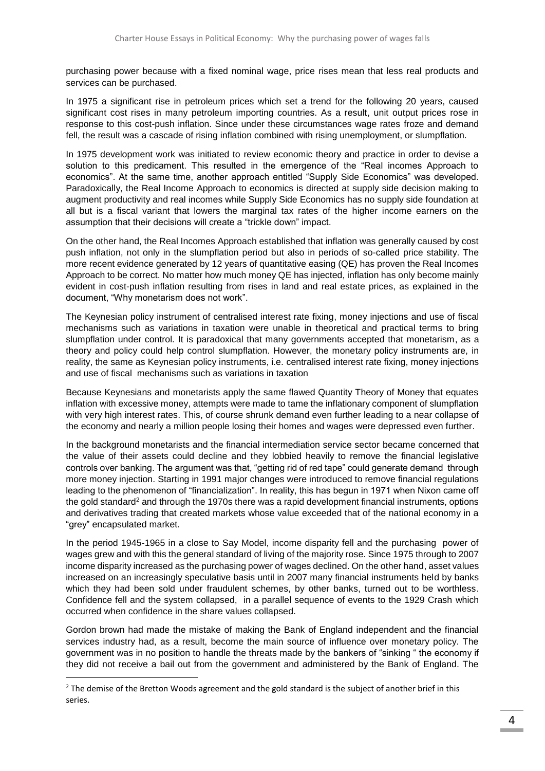purchasing power because with a fixed nominal wage, price rises mean that less real products and services can be purchased.

In 1975 a significant rise in petroleum prices which set a trend for the following 20 years, caused significant cost rises in many petroleum importing countries. As a result, unit output prices rose in response to this cost-push inflation. Since under these circumstances wage rates froze and demand fell, the result was a cascade of rising inflation combined with rising unemployment, or slumpflation.

In 1975 development work was initiated to review economic theory and practice in order to devise a solution to this predicament. This resulted in the emergence of the "Real incomes Approach to economics". At the same time, another approach entitled "Supply Side Economics" was developed. Paradoxically, the Real Income Approach to economics is directed at supply side decision making to augment productivity and real incomes while Supply Side Economics has no supply side foundation at all but is a fiscal variant that lowers the marginal tax rates of the higher income earners on the assumption that their decisions will create a "trickle down" impact.

On the other hand, the Real Incomes Approach established that inflation was generally caused by cost push inflation, not only in the slumpflation period but also in periods of so-called price stability. The more recent evidence generated by 12 years of quantitative easing (QE) has proven the Real Incomes Approach to be correct. No matter how much money QE has injected, inflation has only become mainly evident in cost-push inflation resulting from rises in land and real estate prices, as explained in the document, "Why monetarism does not work".

The Keynesian policy instrument of centralised interest rate fixing, money injections and use of fiscal mechanisms such as variations in taxation were unable in theoretical and practical terms to bring slumpflation under control. It is paradoxical that many governments accepted that monetarism, as a theory and policy could help control slumpflation. However, the monetary policy instruments are, in reality, the same as Keynesian policy instruments, i.e. centralised interest rate fixing, money injections and use of fiscal mechanisms such as variations in taxation

Because Keynesians and monetarists apply the same flawed Quantity Theory of Money that equates inflation with excessive money, attempts were made to tame the inflationary component of slumpflation with very high interest rates. This, of course shrunk demand even further leading to a near collapse of the economy and nearly a million people losing their homes and wages were depressed even further.

In the background monetarists and the financial intermediation service sector became concerned that the value of their assets could decline and they lobbied heavily to remove the financial legislative controls over banking. The argument was that, "getting rid of red tape" could generate demand through more money injection. Starting in 1991 major changes were introduced to remove financial regulations leading to the phenomenon of "financialization". In reality, this has begun in 1971 when Nixon came off the gold standard[2] and through the 1970s there was a rapid development financial instruments, options and derivatives trading that created markets whose value exceeded that of the national economy in a "grey" encapsulated market.

In the period 1945-1965 in a close to Say Model, income disparity fell and the purchasing power of wages grew and with this the general standard of living of the majority rose. Since 1975 through to 2007 income disparity increased as the purchasing power of wages declined. On the other hand, asset values increased on an increasingly speculative basis until in 2007 many financial instruments held by banks which they had been sold under fraudulent schemes, by other banks, turned out to be worthless. Confidence fell and the system collapsed, in a parallel sequence of events to the 1929 Crash which occurred when confidence in the share values collapsed.

Gordon brown had made the mistake of making the Bank of England independent and the financial services industry had, as a result, become the main source of influence over monetary policy. The government was in no position to handle the threats made by the bankers of "sinking " the economy if they did not receive a bail out from the government and administered by the Bank of England. The

[2] The demise of the Bretton Woods agreement and the gold standard is the subject of another brief in this series.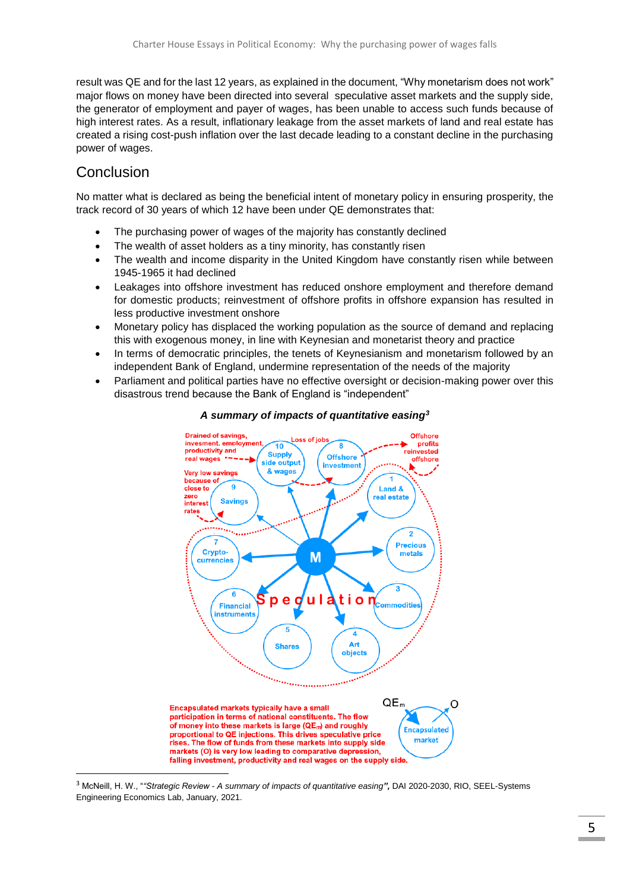result was QE and for the last 12 years, as explained in the document, "Why monetarism does not work" major flows on money have been directed into several speculative asset markets and the supply side, the generator of employment and payer of wages, has been unable to access such funds because of high interest rates. As a result, inflationary leakage from the asset markets of land and real estate has created a rising cost-push inflation over the last decade leading to a constant decline in the purchasing power of wages.

## Conclusion

No matter what is declared as being the beneficial intent of monetary policy in ensuring prosperity, the track record of 30 years of which 12 have been under QE demonstrates that:

- The purchasing power of wages of the majority has constantly declined
- The wealth of asset holders as a tiny minority, has constantly risen
- The wealth and income disparity in the United Kingdom have constantly risen while between 1945-1965 it had declined
- Leakages into offshore investment has reduced onshore employment and therefore demand for domestic products; reinvestment of offshore profits in offshore expansion has resulted in less productive investment onshore
- Monetary policy has displaced the working population as the source of demand and replacing this with exogenous money, in line with Keynesian and monetarist theory and practice
- In terms of democratic principles, the tenets of Keynesianism and monetarism followed by an independent Bank of England, undermine representation of the needs of the majority
- Parliament and political parties have no effective oversight or decision-making power over this disastrous trend because the Bank of England is "independent"

***A summary of impacts of quantitative easing[3]***

Drained of savings, invesment. employment, productivity and real wages

Loss of jobs

10 Supply side output & wages

8 Offshore investment

Offshore profits reinvested offshore

Very low savings because of close to zero interest rates

9 Savings

1 Land & real estate

2 Precious metals

7 Crypto-currencies

M

6 Financial instruments

Speculation

3 Commodities

5 Shares

4 Art objects

Encapsulated markets typically have a small participation in terms of national constituents. The flow of money into these markets is large ($QE_m$) and roughly proportional to QE injections. This drives speculative price rises. The flow of funds from these markets into supply side markets (O) is very low leading to comparative depression, falling investment, productivity and real wages on the supply side.

$QE_m$

O

Encapsulated market

---

[3] McNeill, H. W., ""*Strategic Review - A summary of impacts of quantitative easing***"**, DAI 2020-2030, RIO, SEEL-Systems Engineering Economics Lab, January, 2021.